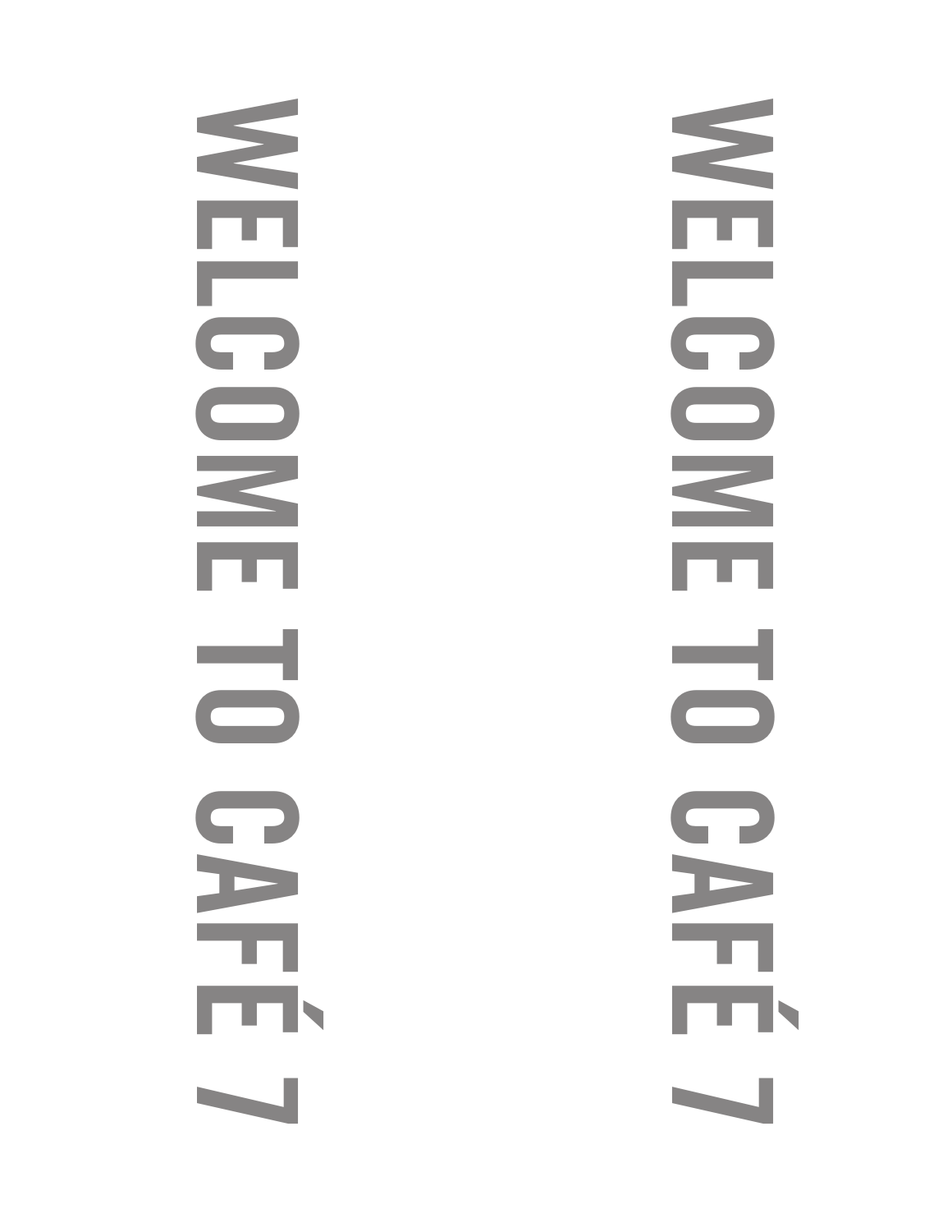WELCOME TO CAFÉ 7

WELCOME TO CAFÉ 7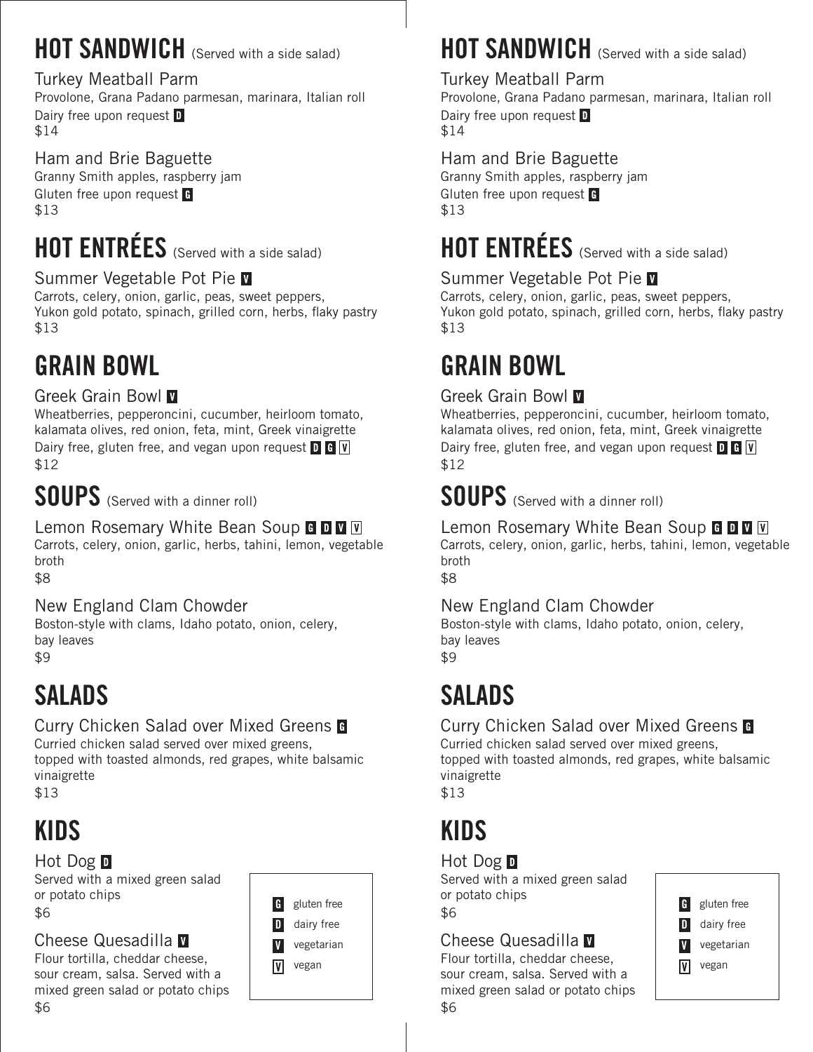# HOT SANDWICH (Served with a side salad)

**Turkey Meatball Parm**
Provolone, Grana Padano parmesan, marinara, Italian roll
Dairy free upon request D
$14

**Ham and Brie Baguette**
Granny Smith apples, raspberry jam
Gluten free upon request G
$13

# HOT ENTRÉES (Served with a side salad)

**Summer Vegetable Pot Pie** V
Carrots, celery, onion, garlic, peas, sweet peppers, Yukon gold potato, spinach, grilled corn, herbs, flaky pastry
$13

# GRAIN BOWL

**Greek Grain Bowl** V
Wheatberries, pepperoncini, cucumber, heirloom tomato, kalamata olives, red onion, feta, mint, Greek vinaigrette
Dairy free, gluten free, and vegan upon request D G V
$12

# SOUPS (Served with a dinner roll)

**Lemon Rosemary White Bean Soup** G D V V
Carrots, celery, onion, garlic, herbs, tahini, lemon, vegetable broth
$8

**New England Clam Chowder**
Boston-style with clams, Idaho potato, onion, celery, bay leaves
$9

# SALADS

**Curry Chicken Salad over Mixed Greens** G
Curried chicken salad served over mixed greens, topped with toasted almonds, red grapes, white balsamic vinaigrette
$13

# KIDS

**Hot Dog** D
Served with a mixed green salad or potato chips
$6

**Cheese Quesadilla** V
Flour tortilla, cheddar cheese, sour cream, salsa. Served with a mixed green salad or potato chips
$6

G gluten free
D dairy free
V vegetarian
V vegan

# HOT SANDWICH (Served with a side salad)

**Turkey Meatball Parm**
Provolone, Grana Padano parmesan, marinara, Italian roll
Dairy free upon request D
$14

**Ham and Brie Baguette**
Granny Smith apples, raspberry jam
Gluten free upon request G
$13

# HOT ENTRÉES (Served with a side salad)

**Summer Vegetable Pot Pie** V
Carrots, celery, onion, garlic, peas, sweet peppers, Yukon gold potato, spinach, grilled corn, herbs, flaky pastry
$13

# GRAIN BOWL

**Greek Grain Bowl** V
Wheatberries, pepperoncini, cucumber, heirloom tomato, kalamata olives, red onion, feta, mint, Greek vinaigrette
Dairy free, gluten free, and vegan upon request D G V
$12

# SOUPS (Served with a dinner roll)

**Lemon Rosemary White Bean Soup** G D V V
Carrots, celery, onion, garlic, herbs, tahini, lemon, vegetable broth
$8

**New England Clam Chowder**
Boston-style with clams, Idaho potato, onion, celery, bay leaves
$9

# SALADS

**Curry Chicken Salad over Mixed Greens** G
Curried chicken salad served over mixed greens, topped with toasted almonds, red grapes, white balsamic vinaigrette
$13

# KIDS

**Hot Dog** D
Served with a mixed green salad or potato chips
$6

**Cheese Quesadilla** V
Flour tortilla, cheddar cheese, sour cream, salsa. Served with a mixed green salad or potato chips
$6

G gluten free
D dairy free
V vegetarian
V vegan